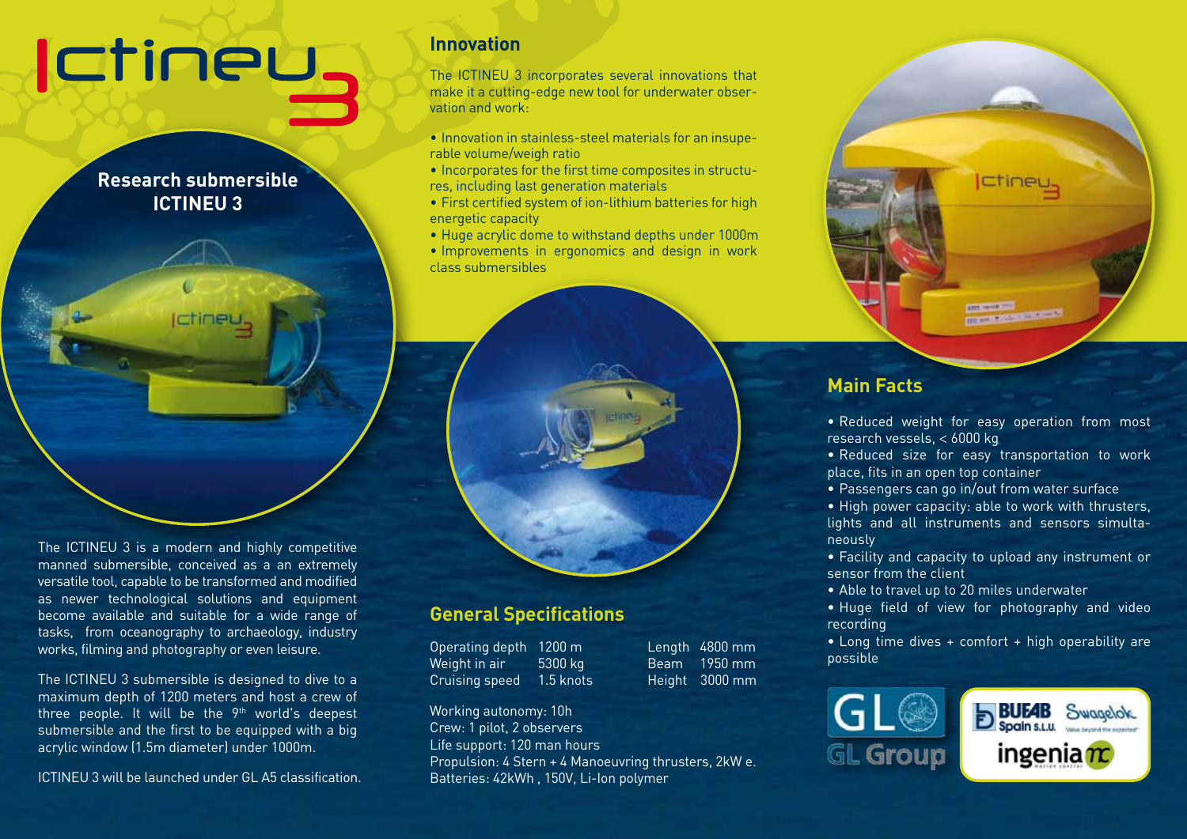# Ictineu 3

## Research submersible ICTINEU 3

The ICTINEU 3 is a modern and highly competitive manned submersible, conceived as a an extremely versatile tool, capable to be transformed and modified as newer technological solutions and equipment become available and suitable for a wide range of tasks, from oceanography to archaeology, industry works, filming and photography or even leisure.

The ICTINEU 3 submersible is designed to dive to a maximum depth of 1200 meters and host a crew of three people. It will be the 9th world's deepest submersible and the first to be equipped with a big acrylic window (1.5m diameter) under 1000m.

ICTINEU 3 will be launched under GL A5 classification.

## Innovation

The ICTINEU 3 incorporates several innovations that make it a cutting-edge new tool for underwater observation and work:

- Innovation in stainless-steel materials for an insuperable volume/weigh ratio
- Incorporates for the first time composites in structures, including last generation materials
- First certified system of ion-lithium batteries for high energetic capacity
- Huge acrylic dome to withstand depths under 1000m
- Improvements in ergonomics and design in work class submersibles

## General Specifications

| | | | |
|---|---|---|---|
| Operating depth | 1200 m | Length | 4800 mm |
| Weight in air | 5300 kg | Beam | 1950 mm |
| Cruising speed | 1.5 knots | Height | 3000 mm |

Working autonomy: 10h
Crew: 1 pilot, 2 observers
Life support: 120 man hours
Propulsion: 4 Stern + 4 Manoeuvring thrusters, 2kW e.
Batteries: 42kWh , 150V, Li-Ion polymer

## Main Facts

- Reduced weight for easy operation from most research vessels, < 6000 kg
- Reduced size for easy transportation to work place, fits in an open top container
- Passengers can go in/out from water surface
- High power capacity: able to work with thrusters, lights and all instruments and sensors simultaneously
- Facility and capacity to upload any instrument or sensor from the client
- Able to travel up to 20 miles underwater
- Huge field of view for photography and video recording
- Long time dives + comfort + high operability are possible

GL Group

BUFAB Spain S.L.U. Swagelok ingenia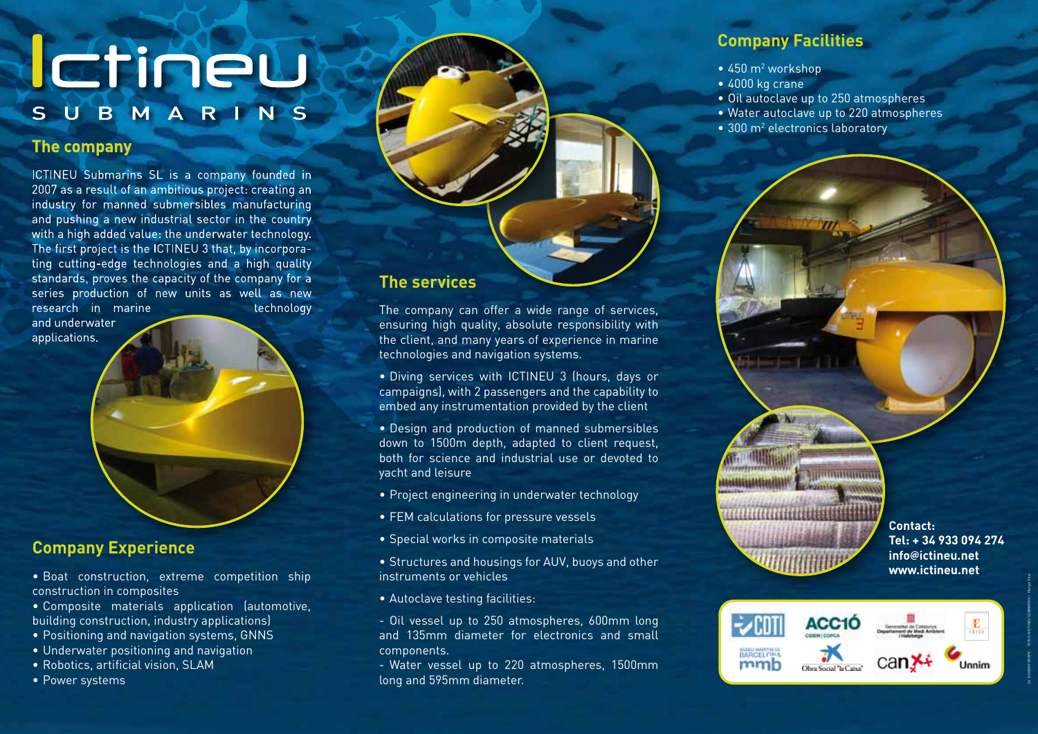# Ictineu

SUBMARINS

## The company

ICTINEU Submarins SL is a company founded in 2007 as a result of an ambitious project: creating an industry for manned submersibles manufacturing and pushing a new industrial sector in the country with a high added value: the underwater technology. The first project is the ICTINEU 3 that, by incorporating cutting-edge technologies and a high quality standards, proves the capacity of the company for a series production of new units as well as new research in marine technology and underwater applications.

## Company Experience

- Boat construction, extreme competition ship construction in composites
- Composite materials application (automotive, building construction, industry applications)
- Positioning and navigation systems, GNSS
- Underwater positioning and navigation
- Robotics, artificial vision, SLAM
- Power systems

## The services

The company can offer a wide range of services, ensuring high quality, absolute responsibility with the client, and many years of experience in marine technologies and navigation systems.

- Diving services with ICTINEU 3 (hours, days or campaigns), with 2 passengers and the capability to embed any instrumentation provided by the client
- Design and production of manned submersibles down to 1500m depth, adapted to client request, both for science and industrial use or devoted to yacht and leisure
- Project engineering in underwater technology
- FEM calculations for pressure vessels
- Special works in composite materials
- Structures and housings for AUV, buoys and other instruments or vehicles
- Autoclave testing facilities:

- Oil vessel up to 250 atmospheres, 600mm long and 135mm diameter for electronics and small components.
- Water vessel up to 220 atmospheres, 1500mm long and 595mm diameter.

## Company Facilities

- 450 m$^2$ workshop
- 4000 kg crane
- Oil autoclave up to 250 atmospheres
- Water autoclave up to 220 atmospheres
- 300 m$^2$ electronics laboratory

**Contact:**
**Tel: + 34 933 094 274**
**info@ictineu.net**
**www.ictineu.net**